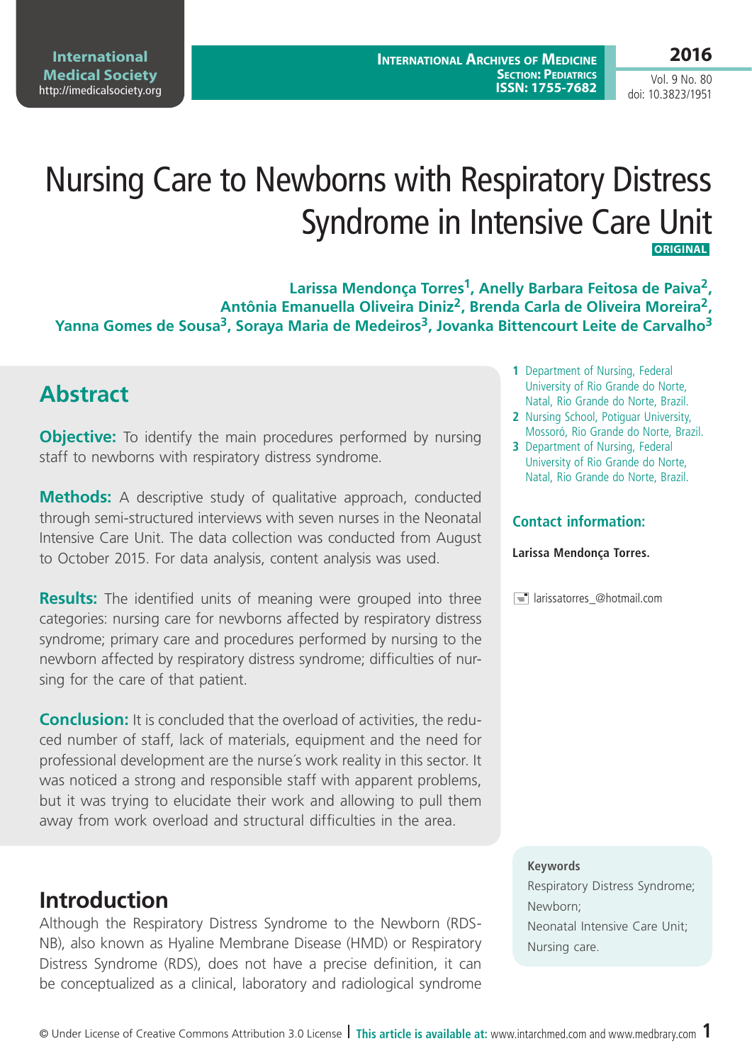# Nursing Care to Newborns with Respiratory Distress Syndrome in Intensive Care Unit

**ORIGINAL**

**Larissa Mendonça Torres[1], Anelly Barbara Feitosa de Paiva[2], Antônia Emanuella Oliveira Diniz[2], Brenda Carla de Oliveira Moreira[2], Yanna Gomes de Sousa[3], Soraya Maria de Medeiros[3], Jovanka Bittencourt Leite de Carvalho[3]**

1 Department of Nursing, Federal University of Rio Grande do Norte, Natal, Rio Grande do Norte, Brazil.
2 Nursing School, Potiguar University, Mossoró, Rio Grande do Norte, Brazil.
3 Department of Nursing, Federal University of Rio Grande do Norte, Natal, Rio Grande do Norte, Brazil.

**Contact information:**

**Larissa Mendonça Torres.**

larissatorres_@hotmail.com

## Abstract

**Objective:** To identify the main procedures performed by nursing staff to newborns with respiratory distress syndrome.

**Methods:** A descriptive study of qualitative approach, conducted through semi-structured interviews with seven nurses in the Neonatal Intensive Care Unit. The data collection was conducted from August to October 2015. For data analysis, content analysis was used.

**Results:** The identified units of meaning were grouped into three categories: nursing care for newborns affected by respiratory distress syndrome; primary care and procedures performed by nursing to the newborn affected by respiratory distress syndrome; difficulties of nursing for the care of that patient.

**Conclusion:** It is concluded that the overload of activities, the reduced number of staff, lack of materials, equipment and the need for professional development are the nurse´s work reality in this sector. It was noticed a strong and responsible staff with apparent problems, but it was trying to elucidate their work and allowing to pull them away from work overload and structural difficulties in the area.

**Keywords**
Respiratory Distress Syndrome; Newborn; Neonatal Intensive Care Unit; Nursing care.

## Introduction

Although the Respiratory Distress Syndrome to the Newborn (RDS-NB), also known as Hyaline Membrane Disease (HMD) or Respiratory Distress Syndrome (RDS), does not have a precise definition, it can be conceptualized as a clinical, laboratory and radiological syndrome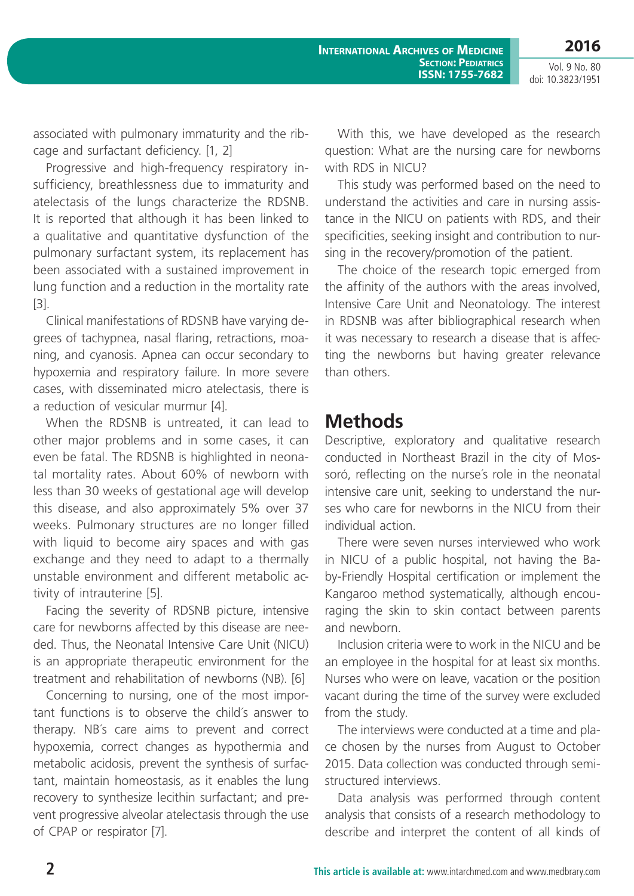associated with pulmonary immaturity and the rib-cage and surfactant deficiency. [1, 2]

Progressive and high-frequency respiratory insufficiency, breathlessness due to immaturity and atelectasis of the lungs characterize the RDSNB. It is reported that although it has been linked to a qualitative and quantitative dysfunction of the pulmonary surfactant system, its replacement has been associated with a sustained improvement in lung function and a reduction in the mortality rate [3].

Clinical manifestations of RDSNB have varying degrees of tachypnea, nasal flaring, retractions, moaning, and cyanosis. Apnea can occur secondary to hypoxemia and respiratory failure. In more severe cases, with disseminated micro atelectasis, there is a reduction of vesicular murmur [4].

When the RDSNB is untreated, it can lead to other major problems and in some cases, it can even be fatal. The RDSNB is highlighted in neonatal mortality rates. About 60% of newborn with less than 30 weeks of gestational age will develop this disease, and also approximately 5% over 37 weeks. Pulmonary structures are no longer filled with liquid to become airy spaces and with gas exchange and they need to adapt to a thermally unstable environment and different metabolic activity of intrauterine [5].

Facing the severity of RDSNB picture, intensive care for newborns affected by this disease are needed. Thus, the Neonatal Intensive Care Unit (NICU) is an appropriate therapeutic environment for the treatment and rehabilitation of newborns (NB). [6]

Concerning to nursing, one of the most important functions is to observe the child´s answer to therapy. NB´s care aims to prevent and correct hypoxemia, correct changes as hypothermia and metabolic acidosis, prevent the synthesis of surfactant, maintain homeostasis, as it enables the lung recovery to synthesize lecithin surfactant; and prevent progressive alveolar atelectasis through the use of CPAP or respirator [7].

With this, we have developed as the research question: What are the nursing care for newborns with RDS in NICU?

This study was performed based on the need to understand the activities and care in nursing assistance in the NICU on patients with RDS, and their specificities, seeking insight and contribution to nursing in the recovery/promotion of the patient.

The choice of the research topic emerged from the affinity of the authors with the areas involved, Intensive Care Unit and Neonatology. The interest in RDSNB was after bibliographical research when it was necessary to research a disease that is affecting the newborns but having greater relevance than others.

## Methods

Descriptive, exploratory and qualitative research conducted in Northeast Brazil in the city of Mossoró, reflecting on the nurse´s role in the neonatal intensive care unit, seeking to understand the nurses who care for newborns in the NICU from their individual action.

There were seven nurses interviewed who work in NICU of a public hospital, not having the Baby-Friendly Hospital certification or implement the Kangaroo method systematically, although encouraging the skin to skin contact between parents and newborn.

Inclusion criteria were to work in the NICU and be an employee in the hospital for at least six months. Nurses who were on leave, vacation or the position vacant during the time of the survey were excluded from the study.

The interviews were conducted at a time and place chosen by the nurses from August to October 2015. Data collection was conducted through semi-structured interviews.

Data analysis was performed through content analysis that consists of a research methodology to describe and interpret the content of all kinds of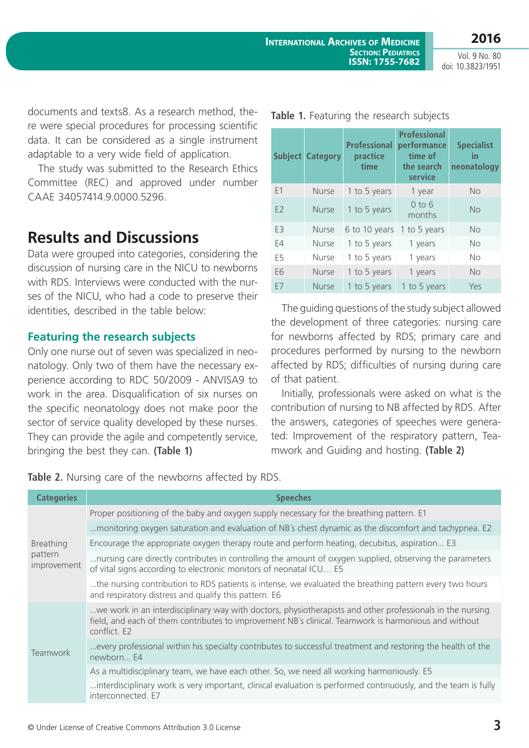documents and texts8. As a research method, there were special procedures for processing scientific data. It can be considered as a single instrument adaptable to a very wide field of application.

The study was submitted to the Research Ethics Committee (REC) and approved under number CAAE 34057414.9.0000.5296.

## Results and Discussions

Data were grouped into categories, considering the discussion of nursing care in the NICU to newborns with RDS. Interviews were conducted with the nurses of the NICU, who had a code to preserve their identities, described in the table below:

### Featuring the research subjects

Only one nurse out of seven was specialized in neonatology. Only two of them have the necessary experience according to RDC 50/2009 - ANVISA9 to work in the area. Disqualification of six nurses on the specific neonatology does not make poor the sector of service quality developed by these nurses. They can provide the agile and competently service, bringing the best they can. **(Table 1)**

**Table 1.** Featuring the research subjects

| Subject | Category | Professional practice time | Professional performance time of the search service | Specialist in neonatology |
|---|---|---|---|---|
| E1 | Nurse | 1 to 5 years | 1 year | No |
| E2 | Nurse | 1 to 5 years | 0 to 6 months | No |
| E3 | Nurse | 6 to 10 years | 1 to 5 years | No |
| E4 | Nurse | 1 to 5 years | 1 years | No |
| E5 | Nurse | 1 to 5 years | 1 years | No |
| E6 | Nurse | 1 to 5 years | 1 years | No |
| E7 | Nurse | 1 to 5 years | 1 to 5 years | Yes |

The guiding questions of the study subject allowed the development of three categories: nursing care for newborns affected by RDS; primary care and procedures performed by nursing to the newborn affected by RDS; difficulties of nursing during care of that patient.

Initially, professionals were asked on what is the contribution of nursing to NB affected by RDS. After the answers, categories of speeches were generated: Improvement of the respiratory pattern, Teamwork and Guiding and hosting. **(Table 2)**

**Table 2.** Nursing care of the newborns affected by RDS.

| Categories | Speeches |
|---|---|
| Breathing pattern improvement | Proper positioning of the baby and oxygen supply necessary for the breathing pattern. E1 |
| | ...monitoring oxygen saturation and evaluation of NB´s chest dynamic as the discomfort and tachypnea. E2 |
| | Encourage the appropriate oxygen therapy route and perform heating, decubitus, aspiration... E3 |
| | ...nursing care directly contributes in controlling the amount of oxygen supplied, observing the parameters of vital signs according to electronic monitors of neonatal ICU... E5 |
| | ...the nursing contribution to RDS patients is intense, we evaluated the breathing pattern every two hours and respiratory distress and qualify this pattern. E6 |
| Teamwork | ...we work in an interdisciplinary way with doctors, physiotherapists and other professionals in the nursing field, and each of them contributes to improvement NB´s clinical. Teamwork is harmonious and without conflict. E2 |
| | ...every professional within his specialty contributes to successful treatment and restoring the health of the newborn... E4 |
| | As a multidisciplinary team, we have each other. So, we need all working harmoniously. E5 |
| | ...interdisciplinary work is very important, clinical evaluation is performed continuously, and the team is fully interconnected. E7 |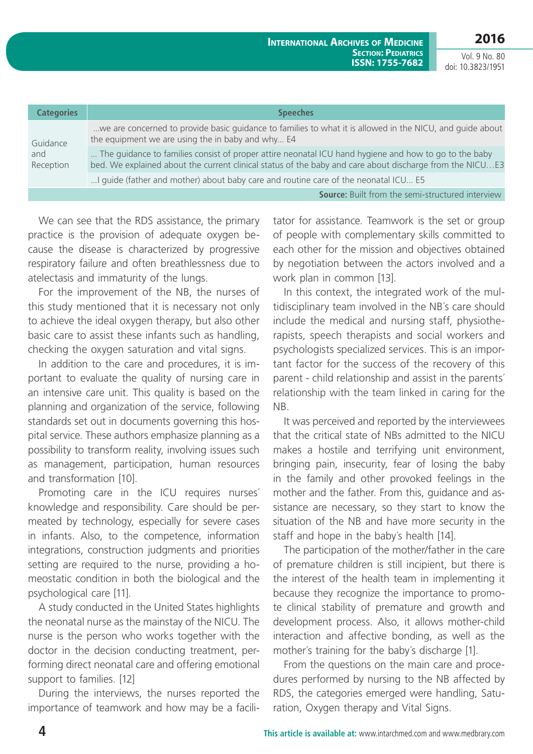| Categories | Speeches |
|---|---|
| Guidance and Reception | ...we are concerned to provide basic guidance to families to what it is allowed in the NICU, and guide about the equipment we are using the in baby and why... E4 |
| | ... The guidance to families consist of proper attire neonatal ICU hand hygiene and how to go to the baby bed. We explained about the current clinical status of the baby and care about discharge from the NICU…E3 |
| | ...I guide (father and mother) about baby care and routine care of the neonatal ICU... E5 |

**Source:** Built from the semi-structured interview

We can see that the RDS assistance, the primary practice is the provision of adequate oxygen because the disease is characterized by progressive respiratory failure and often breathlessness due to atelectasis and immaturity of the lungs.

For the improvement of the NB, the nurses of this study mentioned that it is necessary not only to achieve the ideal oxygen therapy, but also other basic care to assist these infants such as handling, checking the oxygen saturation and vital signs.

In addition to the care and procedures, it is important to evaluate the quality of nursing care in an intensive care unit. This quality is based on the planning and organization of the service, following standards set out in documents governing this hospital service. These authors emphasize planning as a possibility to transform reality, involving issues such as management, participation, human resources and transformation [10].

Promoting care in the ICU requires nurses´ knowledge and responsibility. Care should be permeated by technology, especially for severe cases in infants. Also, to the competence, information integrations, construction judgments and priorities setting are required to the nurse, providing a homeostatic condition in both the biological and the psychological care [11].

A study conducted in the United States highlights the neonatal nurse as the mainstay of the NICU. The nurse is the person who works together with the doctor in the decision conducting treatment, performing direct neonatal care and offering emotional support to families. [12]

During the interviews, the nurses reported the importance of teamwork and how may be a facilitator for assistance. Teamwork is the set or group of people with complementary skills committed to each other for the mission and objectives obtained by negotiation between the actors involved and a work plan in common [13].

In this context, the integrated work of the multidisciplinary team involved in the NB´s care should include the medical and nursing staff, physiotherapists, speech therapists and social workers and psychologists specialized services. This is an important factor for the success of the recovery of this parent - child relationship and assist in the parents´ relationship with the team linked in caring for the NB.

It was perceived and reported by the interviewees that the critical state of NBs admitted to the NICU makes a hostile and terrifying unit environment, bringing pain, insecurity, fear of losing the baby in the family and other provoked feelings in the mother and the father. From this, guidance and assistance are necessary, so they start to know the situation of the NB and have more security in the staff and hope in the baby´s health [14].

The participation of the mother/father in the care of premature children is still incipient, but there is the interest of the health team in implementing it because they recognize the importance to promote clinical stability of premature and growth and development process. Also, it allows mother-child interaction and affective bonding, as well as the mother´s training for the baby´s discharge [1].

From the questions on the main care and procedures performed by nursing to the NB affected by RDS, the categories emerged were handling, Saturation, Oxygen therapy and Vital Signs.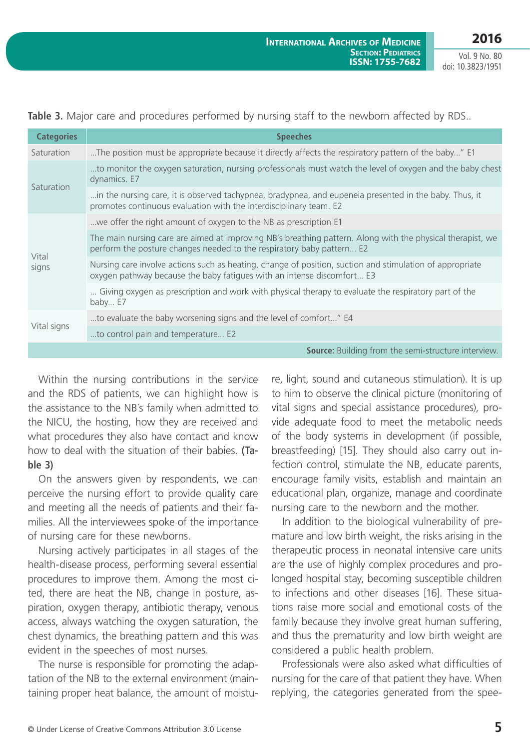**Table 3.** Major care and procedures performed by nursing staff to the newborn affected by RDS..

| Categories | Speeches |
|---|---|
| Saturation | ...The position must be appropriate because it directly affects the respiratory pattern of the baby..." E1 |
| Saturation | ...to monitor the oxygen saturation, nursing professionals must watch the level of oxygen and the baby chest dynamics. E7 |
| | ...in the nursing care, it is observed tachypnea, bradypnea, and eupeneia presented in the baby. Thus, it promotes continuous evaluation with the interdisciplinary team. E2 |
| Vital signs | ...we offer the right amount of oxygen to the NB as prescription E1 |
| | The main nursing care are aimed at improving NB´s breathing pattern. Along with the physical therapist, we perform the posture changes needed to the respiratory baby pattern... E2 |
| | Nursing care involve actions such as heating, change of position, suction and stimulation of appropriate oxygen pathway because the baby fatigues with an intense discomfort... E3 |
| | ... Giving oxygen as prescription and work with physical therapy to evaluate the respiratory part of the baby... E7 |
| Vital signs | ...to evaluate the baby worsening signs and the level of comfort..." E4 |
| | ...to control pain and temperature... E2 |

**Source:** Building from the semi-structure interview.

Within the nursing contributions in the service and the RDS of patients, we can highlight how is the assistance to the NB´s family when admitted to the NICU, the hosting, how they are received and what procedures they also have contact and know how to deal with the situation of their babies. **(Table 3)**

On the answers given by respondents, we can perceive the nursing effort to provide quality care and meeting all the needs of patients and their families. All the interviewees spoke of the importance of nursing care for these newborns.

Nursing actively participates in all stages of the health-disease process, performing several essential procedures to improve them. Among the most cited, there are heat the NB, change in posture, aspiration, oxygen therapy, antibiotic therapy, venous access, always watching the oxygen saturation, the chest dynamics, the breathing pattern and this was evident in the speeches of most nurses.

The nurse is responsible for promoting the adaptation of the NB to the external environment (maintaining proper heat balance, the amount of moisture, light, sound and cutaneous stimulation). It is up to him to observe the clinical picture (monitoring of vital signs and special assistance procedures), provide adequate food to meet the metabolic needs of the body systems in development (if possible, breastfeeding) [15]. They should also carry out infection control, stimulate the NB, educate parents, encourage family visits, establish and maintain an educational plan, organize, manage and coordinate nursing care to the newborn and the mother.

In addition to the biological vulnerability of premature and low birth weight, the risks arising in the therapeutic process in neonatal intensive care units are the use of highly complex procedures and prolonged hospital stay, becoming susceptible children to infections and other diseases [16]. These situations raise more social and emotional costs of the family because they involve great human suffering, and thus the prematurity and low birth weight are considered a public health problem.

Professionals were also asked what difficulties of nursing for the care of that patient they have. When replying, the categories generated from the spee-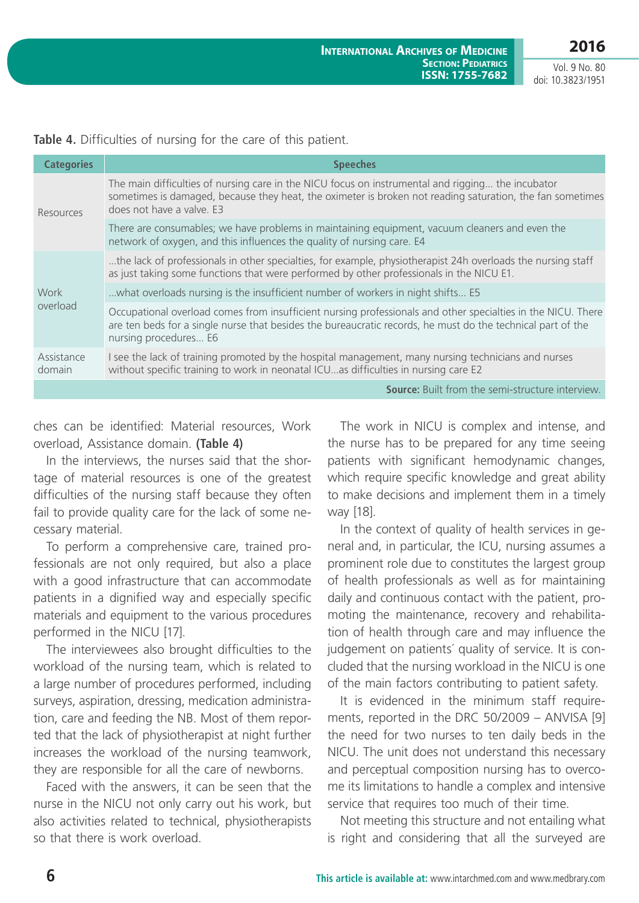**Table 4.** Difficulties of nursing for the care of this patient.

| Categories | Speeches |
|---|---|
| Resources | The main difficulties of nursing care in the NICU focus on instrumental and rigging... the incubator sometimes is damaged, because they heat, the oximeter is broken not reading saturation, the fan sometimes does not have a valve. E3 |
| | There are consumables; we have problems in maintaining equipment, vacuum cleaners and even the network of oxygen, and this influences the quality of nursing care. E4 |
| Work overload | ...the lack of professionals in other specialties, for example, physiotherapist 24h overloads the nursing staff as just taking some functions that were performed by other professionals in the NICU E1. |
| | ...what overloads nursing is the insufficient number of workers in night shifts... E5 |
| | Occupational overload comes from insufficient nursing professionals and other specialties in the NICU. There are ten beds for a single nurse that besides the bureaucratic records, he must do the technical part of the nursing procedures... E6 |
| Assistance domain | I see the lack of training promoted by the hospital management, many nursing technicians and nurses without specific training to work in neonatal ICU...as difficulties in nursing care E2 |

**Source:** Built from the semi-structure interview.

ches can be identified: Material resources, Work overload, Assistance domain. **(Table 4)**

In the interviews, the nurses said that the shortage of material resources is one of the greatest difficulties of the nursing staff because they often fail to provide quality care for the lack of some necessary material.

To perform a comprehensive care, trained professionals are not only required, but also a place with a good infrastructure that can accommodate patients in a dignified way and especially specific materials and equipment to the various procedures performed in the NICU [17].

The interviewees also brought difficulties to the workload of the nursing team, which is related to a large number of procedures performed, including surveys, aspiration, dressing, medication administration, care and feeding the NB. Most of them reported that the lack of physiotherapist at night further increases the workload of the nursing teamwork, they are responsible for all the care of newborns.

Faced with the answers, it can be seen that the nurse in the NICU not only carry out his work, but also activities related to technical, physiotherapists so that there is work overload.

The work in NICU is complex and intense, and the nurse has to be prepared for any time seeing patients with significant hemodynamic changes, which require specific knowledge and great ability to make decisions and implement them in a timely way [18].

In the context of quality of health services in general and, in particular, the ICU, nursing assumes a prominent role due to constitutes the largest group of health professionals as well as for maintaining daily and continuous contact with the patient, promoting the maintenance, recovery and rehabilitation of health through care and may influence the judgement on patients´ quality of service. It is concluded that the nursing workload in the NICU is one of the main factors contributing to patient safety.

It is evidenced in the minimum staff requirements, reported in the DRC 50/2009 – ANVISA [9] the need for two nurses to ten daily beds in the NICU. The unit does not understand this necessary and perceptual composition nursing has to overcome its limitations to handle a complex and intensive service that requires too much of their time.

Not meeting this structure and not entailing what is right and considering that all the surveyed are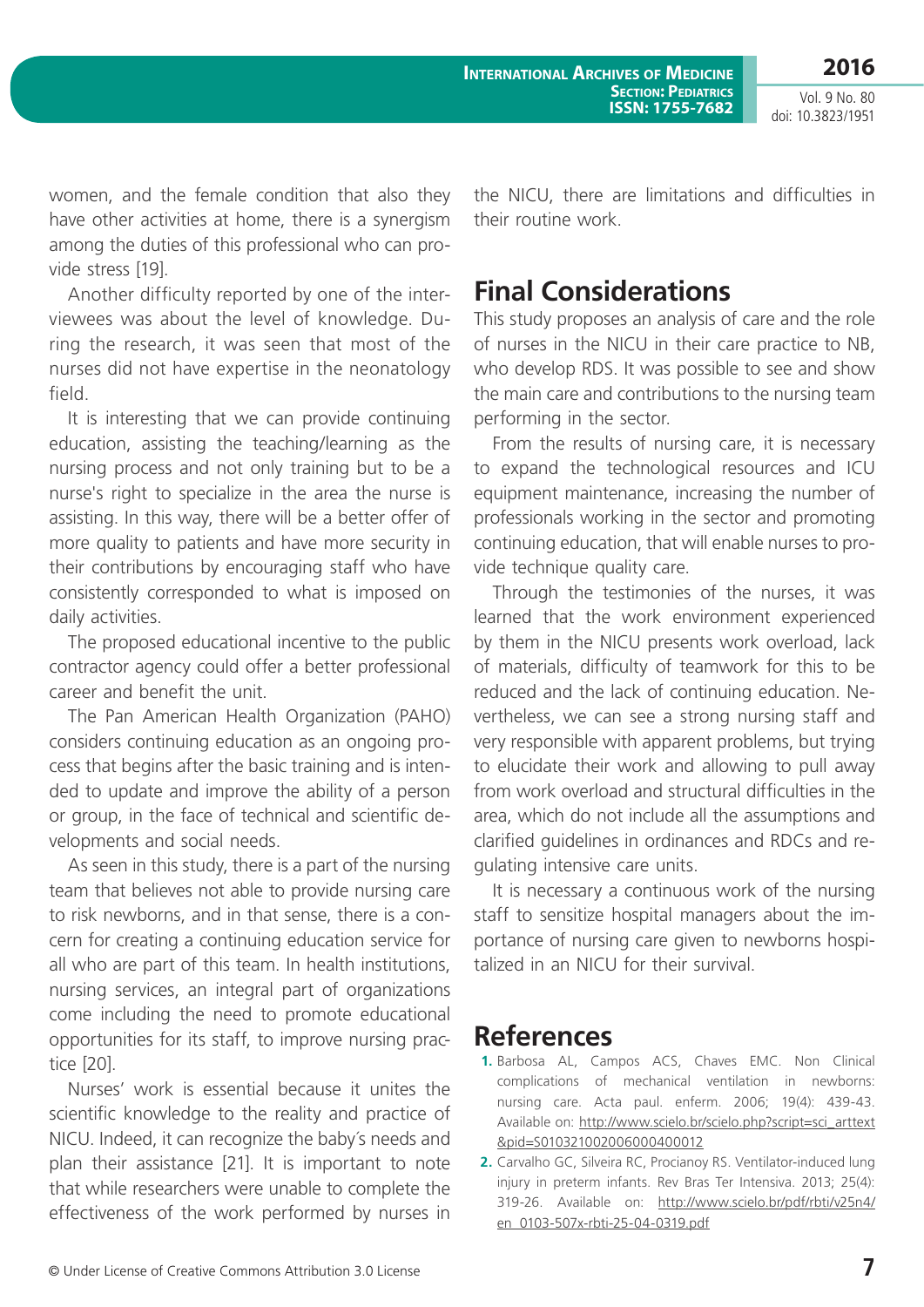women, and the female condition that also they have other activities at home, there is a synergism among the duties of this professional who can provide stress [19].

Another difficulty reported by one of the interviewees was about the level of knowledge. During the research, it was seen that most of the nurses did not have expertise in the neonatology field.

It is interesting that we can provide continuing education, assisting the teaching/learning as the nursing process and not only training but to be a nurse's right to specialize in the area the nurse is assisting. In this way, there will be a better offer of more quality to patients and have more security in their contributions by encouraging staff who have consistently corresponded to what is imposed on daily activities.

The proposed educational incentive to the public contractor agency could offer a better professional career and benefit the unit.

The Pan American Health Organization (PAHO) considers continuing education as an ongoing process that begins after the basic training and is intended to update and improve the ability of a person or group, in the face of technical and scientific developments and social needs.

As seen in this study, there is a part of the nursing team that believes not able to provide nursing care to risk newborns, and in that sense, there is a concern for creating a continuing education service for all who are part of this team. In health institutions, nursing services, an integral part of organizations come including the need to promote educational opportunities for its staff, to improve nursing practice [20].

Nurses' work is essential because it unites the scientific knowledge to the reality and practice of NICU. Indeed, it can recognize the baby´s needs and plan their assistance [21]. It is important to note that while researchers were unable to complete the effectiveness of the work performed by nurses in the NICU, there are limitations and difficulties in their routine work.

## Final Considerations

This study proposes an analysis of care and the role of nurses in the NICU in their care practice to NB, who develop RDS. It was possible to see and show the main care and contributions to the nursing team performing in the sector.

From the results of nursing care, it is necessary to expand the technological resources and ICU equipment maintenance, increasing the number of professionals working in the sector and promoting continuing education, that will enable nurses to provide technique quality care.

Through the testimonies of the nurses, it was learned that the work environment experienced by them in the NICU presents work overload, lack of materials, difficulty of teamwork for this to be reduced and the lack of continuing education. Nevertheless, we can see a strong nursing staff and very responsible with apparent problems, but trying to elucidate their work and allowing to pull away from work overload and structural difficulties in the area, which do not include all the assumptions and clarified guidelines in ordinances and RDCs and regulating intensive care units.

It is necessary a continuous work of the nursing staff to sensitize hospital managers about the importance of nursing care given to newborns hospitalized in an NICU for their survival.

## References

1. Barbosa AL, Campos ACS, Chaves EMC. Non Clinical complications of mechanical ventilation in newborns: nursing care. Acta paul. enferm. 2006; 19(4): 439-43. Available on: http://www.scielo.br/scielo.php?script=sci_arttext&pid=S010321002006000400012
2. Carvalho GC, Silveira RC, Procianoy RS. Ventilator-induced lung injury in preterm infants. Rev Bras Ter Intensiva. 2013; 25(4): 319-26. Available on: http://www.scielo.br/pdf/rbti/v25n4/en_0103-507x-rbti-25-04-0319.pdf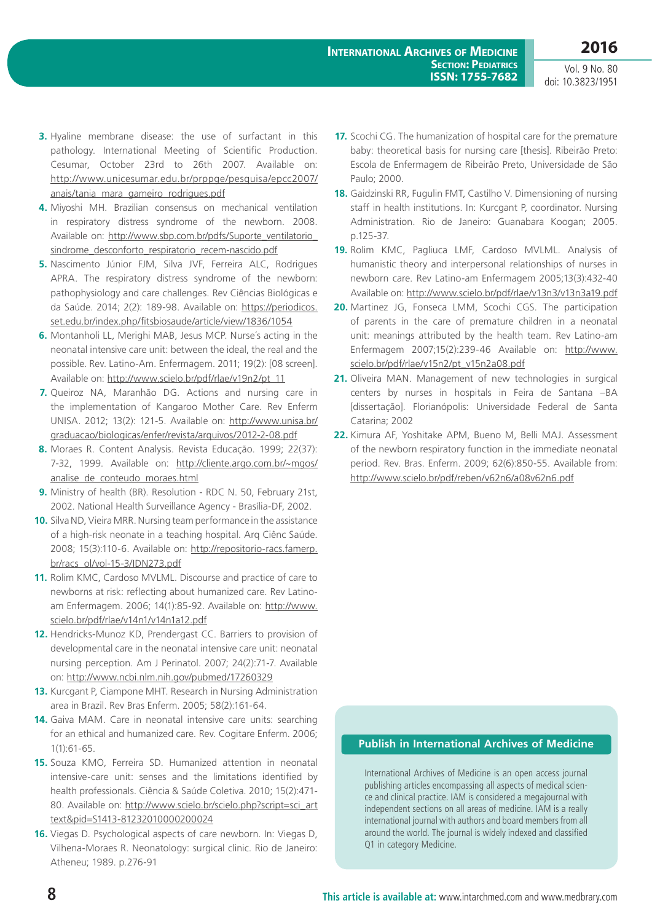3. Hyaline membrane disease: the use of surfactant in this pathology. International Meeting of Scientific Production. Cesumar, October 23rd to 26th 2007. Available on: http://www.unicesumar.edu.br/prppge/pesquisa/epcc2007/anais/tania_mara_gameiro_rodrigues.pdf
4. Miyoshi MH. Brazilian consensus on mechanical ventilation in respiratory distress syndrome of the newborn. 2008. Available on: http://www.sbp.com.br/pdfs/Suporte_ventilatorio_sindrome_desconforto_respiratorio_recem-nascido.pdf
5. Nascimento Júnior FJM, Silva JVF, Ferreira ALC, Rodrigues APRA. The respiratory distress syndrome of the newborn: pathophysiology and care challenges. Rev Ciências Biológicas e da Saúde. 2014; 2(2): 189-98. Available on: https://periodicos.set.edu.br/index.php/fitsbiosaude/article/view/1836/1054
6. Montanholi LL, Merighi MAB, Jesus MCP. Nurse´s acting in the neonatal intensive care unit: between the ideal, the real and the possible. Rev. Latino-Am. Enfermagem. 2011; 19(2): [08 screen]. Available on: http://www.scielo.br/pdf/rlae/v19n2/pt_11
7. Queiroz NA, Maranhão DG. Actions and nursing care in the implementation of Kangaroo Mother Care. Rev Enferm UNISA. 2012; 13(2): 121-5. Available on: http://www.unisa.br/graduacao/biologicas/enfer/revista/arquivos/2012-2-08.pdf
8. Moraes R. Content Analysis. Revista Educação. 1999; 22(37): 7-32, 1999. Available on: http://cliente.argo.com.br/~mgos/analise_de_conteudo_moraes.html
9. Ministry of health (BR). Resolution - RDC N. 50, February 21st, 2002. National Health Surveillance Agency - Brasília-DF, 2002.
10. Silva ND, Vieira MRR. Nursing team performance in the assistance of a high-risk neonate in a teaching hospital. Arq Ciênc Saúde. 2008; 15(3):110-6. Available on: http://repositorio-racs.famerp.br/racs_ol/vol-15-3/IDN273.pdf
11. Rolim KMC, Cardoso MVLML. Discourse and practice of care to newborns at risk: reflecting about humanized care. Rev Latino-am Enfermagem. 2006; 14(1):85-92. Available on: http://www.scielo.br/pdf/rlae/v14n1/v14n1a12.pdf
12. Hendricks-Munoz KD, Prendergast CC. Barriers to provision of developmental care in the neonatal intensive care unit: neonatal nursing perception. Am J Perinatol. 2007; 24(2):71-7. Available on: http://www.ncbi.nlm.nih.gov/pubmed/17260329
13. Kurcgant P, Ciampone MHT. Research in Nursing Administration area in Brazil. Rev Bras Enferm. 2005; 58(2):161-64.
14. Gaiva MAM. Care in neonatal intensive care units: searching for an ethical and humanized care. Rev. Cogitare Enferm. 2006; 1(1):61-65.
15. Souza KMO, Ferreira SD. Humanized attention in neonatal intensive-care unit: senses and the limitations identified by health professionals. Ciência & Saúde Coletiva. 2010; 15(2):471-80. Available on: http://www.scielo.br/scielo.php?script=sci_arttext&pid=S1413-81232010000200024
16. Viegas D. Psychological aspects of care newborn. In: Viegas D, Vilhena-Moraes R. Neonatology: surgical clinic. Rio de Janeiro: Atheneu; 1989. p.276-91
17. Scochi CG. The humanization of hospital care for the premature baby: theoretical basis for nursing care [thesis]. Ribeirão Preto: Escola de Enfermagem de Ribeirão Preto, Universidade de São Paulo; 2000.
18. Gaidzinski RR, Fugulin FMT, Castilho V. Dimensioning of nursing staff in health institutions. In: Kurcgant P, coordinator. Nursing Administration. Rio de Janeiro: Guanabara Koogan; 2005. p.125-37.
19. Rolim KMC, Pagliuca LMF, Cardoso MVLML. Analysis of humanistic theory and interpersonal relationships of nurses in newborn care. Rev Latino-am Enfermagem 2005;13(3):432-40 Available on: http://www.scielo.br/pdf/rlae/v13n3/v13n3a19.pdf
20. Martinez JG, Fonseca LMM, Scochi CGS. The participation of parents in the care of premature children in a neonatal unit: meanings attributed by the health team. Rev Latino-am Enfermagem 2007;15(2):239-46 Available on: http://www.scielo.br/pdf/rlae/v15n2/pt_v15n2a08.pdf
21. Oliveira MAN. Management of new technologies in surgical centers by nurses in hospitals in Feira de Santana –BA [dissertação]. Florianópolis: Universidade Federal de Santa Catarina; 2002
22. Kimura AF, Yoshitake APM, Bueno M, Belli MAJ. Assessment of the newborn respiratory function in the immediate neonatal period. Rev. Bras. Enferm. 2009; 62(6):850-55. Available from: http://www.scielo.br/pdf/reben/v62n6/a08v62n6.pdf

**Publish in International Archives of Medicine**

International Archives of Medicine is an open access journal publishing articles encompassing all aspects of medical science and clinical practice. IAM is considered a megajournal with independent sections on all areas of medicine. IAM is a really international journal with authors and board members from all around the world. The journal is widely indexed and classified Q1 in category Medicine.